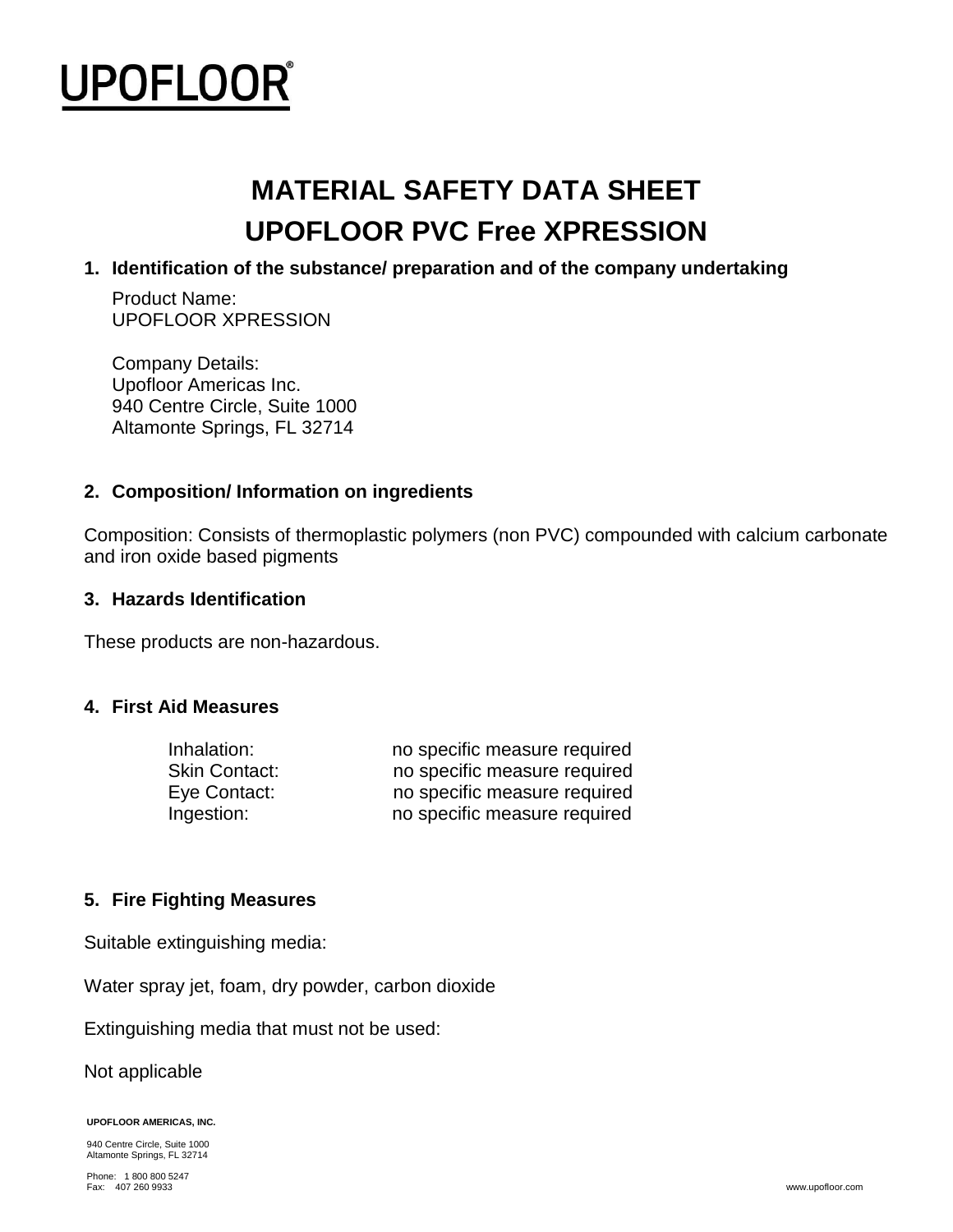UPOFLOOR®

# MATERIAL SAFETY DATA SHEET

# UPOFLOOR PVC Free XPRESSION

## 1. Identification of the substance/ preparation and of the company undertaking

Product Name:
UPOFLOOR XPRESSION

Company Details:
Upofloor Americas Inc.
940 Centre Circle, Suite 1000
Altamonte Springs, FL 32714

## 2. Composition/ Information on ingredients

Composition: Consists of thermoplastic polymers (non PVC) compounded with calcium carbonate and iron oxide based pigments

## 3. Hazards Identification

These products are non-hazardous.

## 4. First Aid Measures

| | |
|---|---|
| Inhalation: | no specific measure required |
| Skin Contact: | no specific measure required |
| Eye Contact: | no specific measure required |
| Ingestion: | no specific measure required |

## 5. Fire Fighting Measures

Suitable extinguishing media:

Water spray jet, foam, dry powder, carbon dioxide

Extinguishing media that must not be used:

Not applicable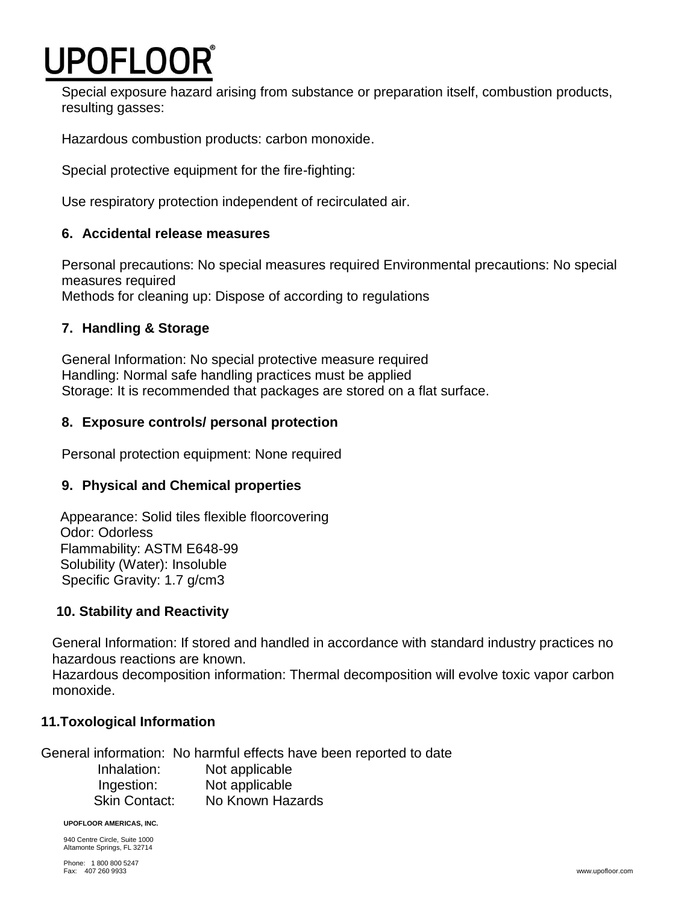Special exposure hazard arising from substance or preparation itself, combustion products, resulting gasses:

Hazardous combustion products: carbon monoxide.

Special protective equipment for the fire-fighting:

Use respiratory protection independent of recirculated air.

## 6. Accidental release measures

Personal precautions: No special measures required Environmental precautions: No special measures required
Methods for cleaning up: Dispose of according to regulations

## 7. Handling & Storage

General Information: No special protective measure required
Handling: Normal safe handling practices must be applied
Storage: It is recommended that packages are stored on a flat surface.

## 8. Exposure controls/ personal protection

Personal protection equipment: None required

## 9. Physical and Chemical properties

Appearance: Solid tiles flexible floorcovering
Odor: Odorless
Flammability: ASTM E648-99
Solubility (Water): Insoluble
Specific Gravity: 1.7 g/cm3

## 10. Stability and Reactivity

General Information: If stored and handled in accordance with standard industry practices no hazardous reactions are known.
Hazardous decomposition information: Thermal decomposition will evolve toxic vapor carbon monoxide.

## 11.Toxological Information

General information: No harmful effects have been reported to date

| | |
|---|---|
| Inhalation: | Not applicable |
| Ingestion: | Not applicable |
| Skin Contact: | No Known Hazards |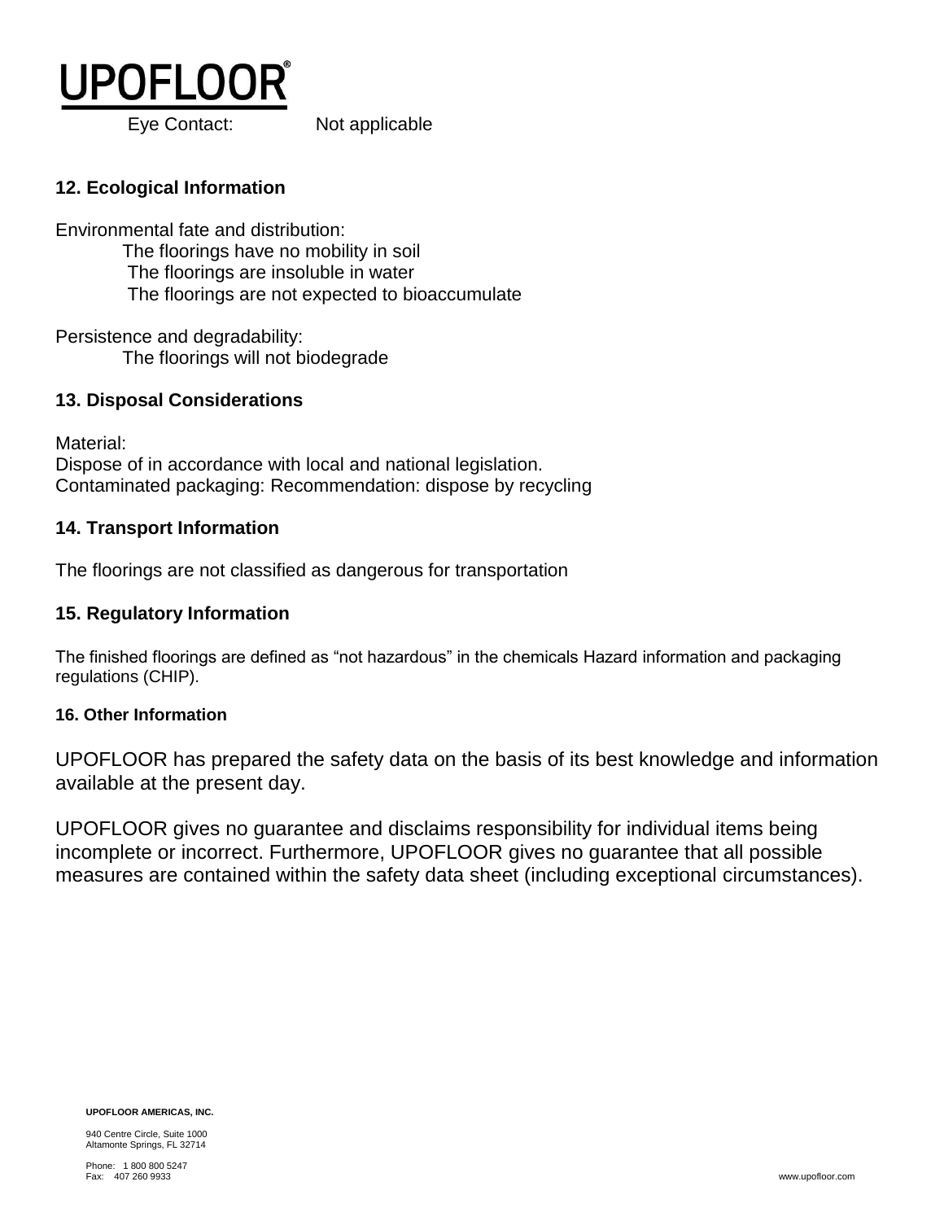Eye Contact: Not applicable

## 12. Ecological Information

Environmental fate and distribution:

The floorings have no mobility in soil
The floorings are insoluble in water
The floorings are not expected to bioaccumulate

Persistence and degradability:

The floorings will not biodegrade

## 13. Disposal Considerations

Material:
Dispose of in accordance with local and national legislation.
Contaminated packaging: Recommendation: dispose by recycling

## 14. Transport Information

The floorings are not classified as dangerous for transportation

## 15. Regulatory Information

The finished floorings are defined as "not hazardous" in the chemicals Hazard information and packaging regulations (CHIP).

## 16. Other Information

UPOFLOOR has prepared the safety data on the basis of its best knowledge and information available at the present day.

UPOFLOOR gives no guarantee and disclaims responsibility for individual items being incomplete or incorrect. Furthermore, UPOFLOOR gives no guarantee that all possible measures are contained within the safety data sheet (including exceptional circumstances).